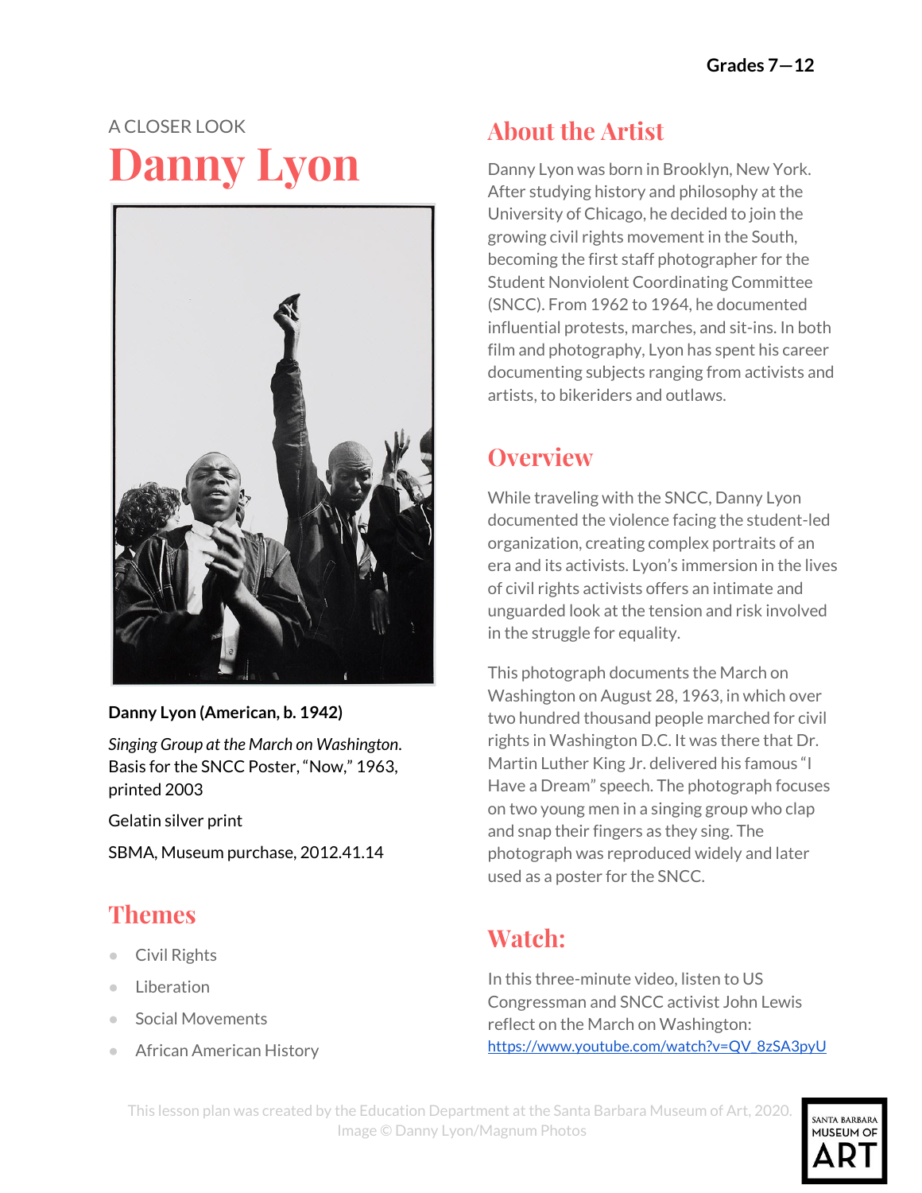Grades 7—12

A CLOSER LOOK

# Danny Lyon

**Danny Lyon (American, b. 1942)**

*Singing Group at the March on Washington*. Basis for the SNCC Poster, "Now," 1963, printed 2003

Gelatin silver print

SBMA, Museum purchase, 2012.41.14

## Themes

- Civil Rights
- Liberation
- Social Movements
- African American History

## About the Artist

Danny Lyon was born in Brooklyn, New York. After studying history and philosophy at the University of Chicago, he decided to join the growing civil rights movement in the South, becoming the first staff photographer for the Student Nonviolent Coordinating Committee (SNCC). From 1962 to 1964, he documented influential protests, marches, and sit-ins. In both film and photography, Lyon has spent his career documenting subjects ranging from activists and artists, to bikeriders and outlaws.

## Overview

While traveling with the SNCC, Danny Lyon documented the violence facing the student-led organization, creating complex portraits of an era and its activists. Lyon's immersion in the lives of civil rights activists offers an intimate and unguarded look at the tension and risk involved in the struggle for equality.

This photograph documents the March on Washington on August 28, 1963, in which over two hundred thousand people marched for civil rights in Washington D.C. It was there that Dr. Martin Luther King Jr. delivered his famous "I Have a Dream" speech. The photograph focuses on two young men in a singing group who clap and snap their fingers as they sing. The photograph was reproduced widely and later used as a poster for the SNCC.

## Watch:

In this three-minute video, listen to US Congressman and SNCC activist John Lewis reflect on the March on Washington: https://www.youtube.com/watch?v=QV_8zSA3pyU

This lesson plan was created by the Education Department at the Santa Barbara Museum of Art, 2020.
Image © Danny Lyon/Magnum Photos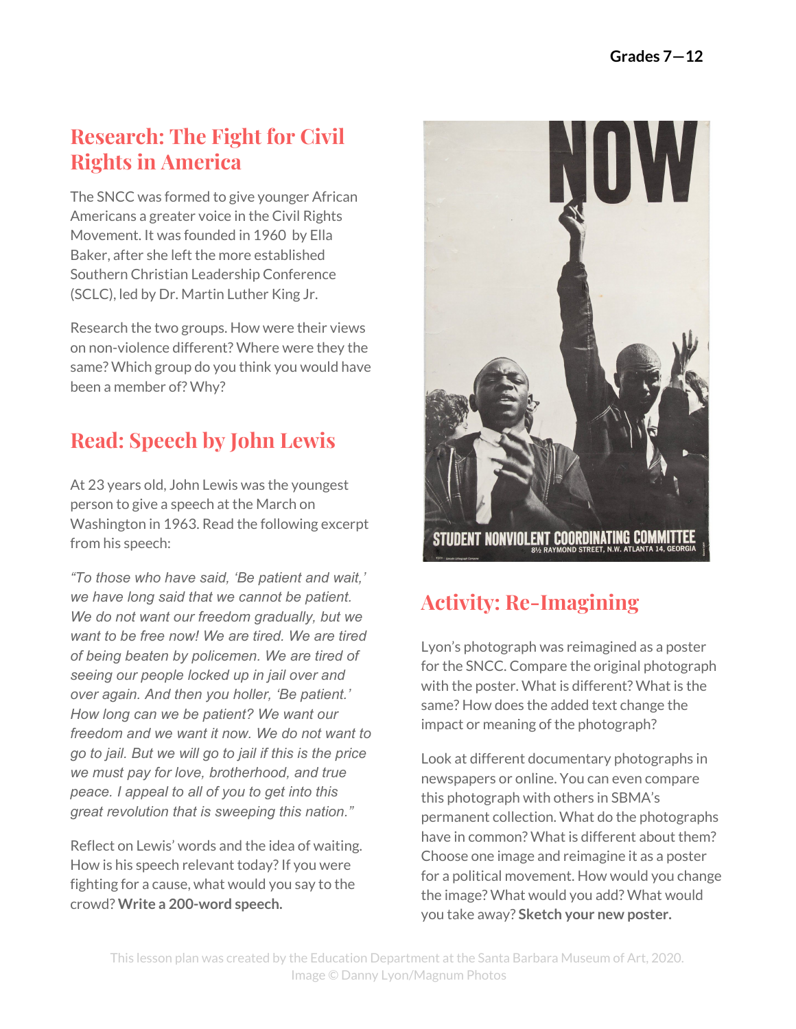## Research: The Fight for Civil Rights in America

The SNCC was formed to give younger African Americans a greater voice in the Civil Rights Movement. It was founded in 1960 by Ella Baker, after she left the more established Southern Christian Leadership Conference (SCLC), led by Dr. Martin Luther King Jr.

Research the two groups. How were their views on non-violence different? Where were they the same? Which group do you think you would have been a member of? Why?

## Read: Speech by John Lewis

At 23 years old, John Lewis was the youngest person to give a speech at the March on Washington in 1963. Read the following excerpt from his speech:

*"To those who have said, 'Be patient and wait,' we have long said that we cannot be patient. We do not want our freedom gradually, but we want to be free now! We are tired. We are tired of being beaten by policemen. We are tired of seeing our people locked up in jail over and over again. And then you holler, 'Be patient.' How long can we be patient? We want our freedom and we want it now. We do not want to go to jail. But we will go to jail if this is the price we must pay for love, brotherhood, and true peace. I appeal to all of you to get into this great revolution that is sweeping this nation."*

Reflect on Lewis' words and the idea of waiting. How is his speech relevant today? If you were fighting for a cause, what would you say to the crowd? **Write a 200-word speech.**

## Activity: Re-Imagining

Lyon's photograph was reimagined as a poster for the SNCC. Compare the original photograph with the poster. What is different? What is the same? How does the added text change the impact or meaning of the photograph?

Look at different documentary photographs in newspapers or online. You can even compare this photograph with others in SBMA's permanent collection. What do the photographs have in common? What is different about them? Choose one image and reimagine it as a poster for a political movement. How would you change the image? What would you add? What would you take away? **Sketch your new poster.**

This lesson plan was created by the Education Department at the Santa Barbara Museum of Art, 2020.
Image © Danny Lyon/Magnum Photos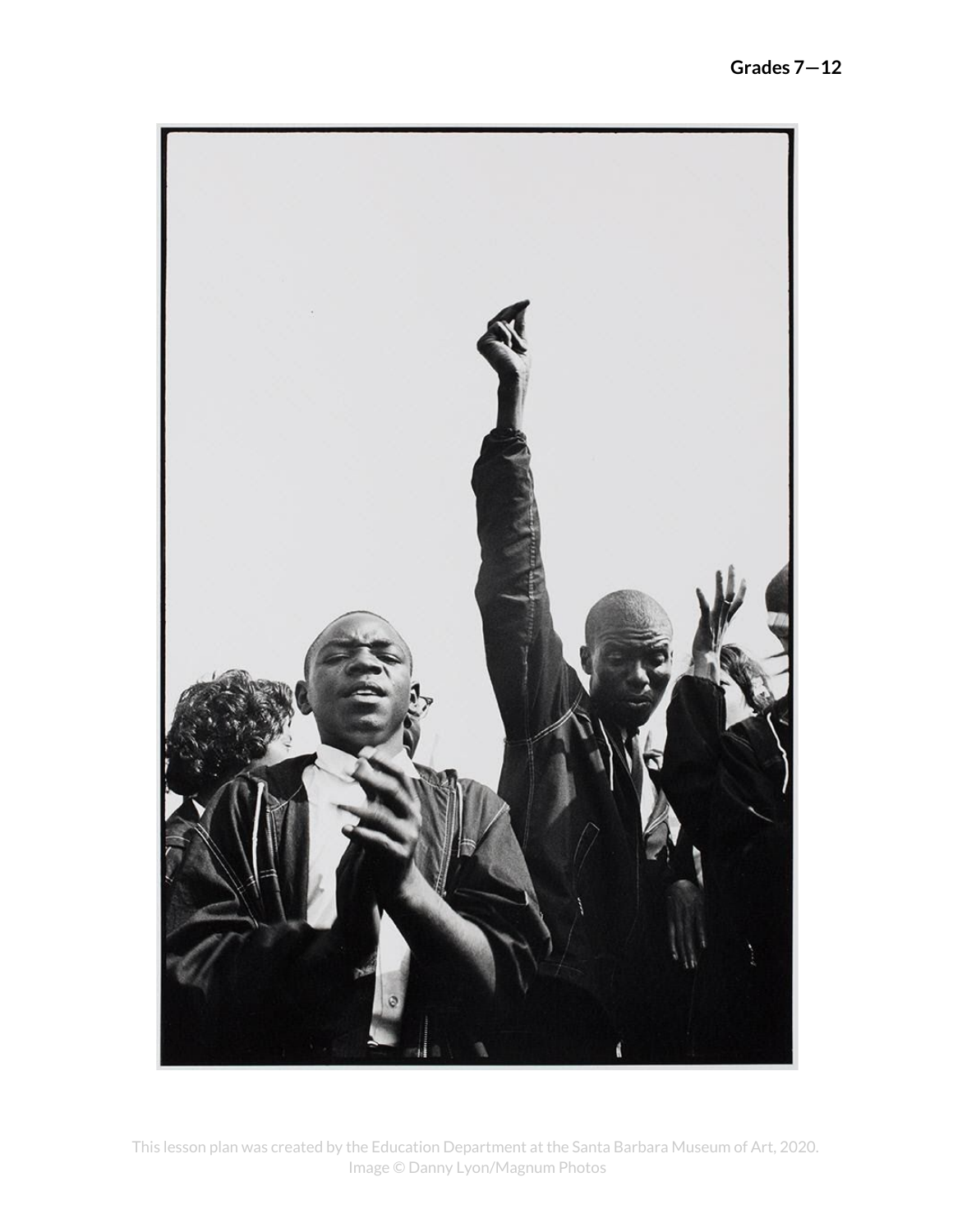**Grades 7—12**

This lesson plan was created by the Education Department at the Santa Barbara Museum of Art, 2020.
Image © Danny Lyon/Magnum Photos